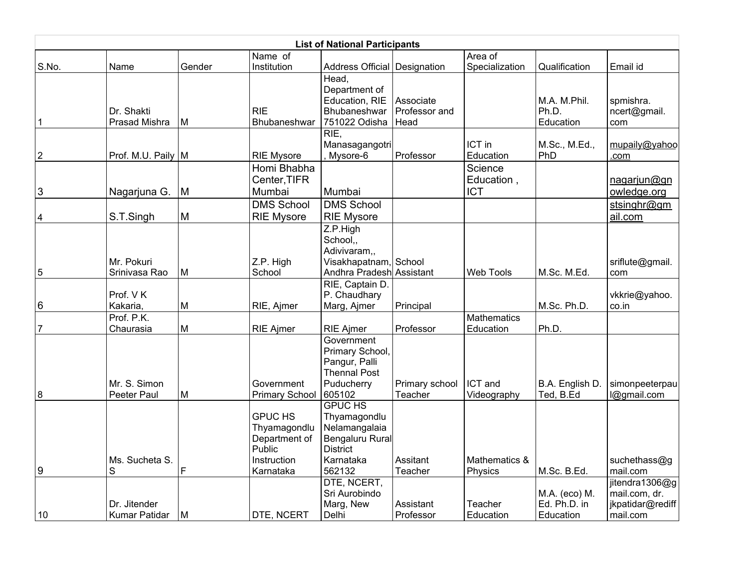## List of National Participants

| S.No. | Name | Gender | Name of Institution | Address Official | Designation | Area of Specialization | Qualification | Email id |
|---|---|---|---|---|---|---|---|---|
| 1 | Dr. Shakti Prasad Mishra | M | RIE Bhubaneshwar | Head, Department of Education, RIE Bhubaneshwar 751022 Odisha | Associate Professor and Head | | M.A. M.Phil. Ph.D. Education | spmishra.ncert@gmail.com |
| 2 | Prof. M.U. Paily | M | RIE Mysore | RIE, Manasagangotri, Mysore-6 | Professor | ICT in Education | M.Sc., M.Ed., PhD | mupaily@yahoo.com |
| 3 | Nagarjuna G. | M | Homi Bhabha Center,TIFR Mumbai | Mumbai | | Science Education , ICT | | nagarjun@gnowledge.org |
| 4 | S.T.Singh | M | DMS School RIE Mysore | DMS School RIE Mysore | | | | stsinghr@gmail.com |
| 5 | Mr. Pokuri Srinivasa Rao | M | Z.P. High School | Z.P.High School,, Adivivaram,, Visakhapatnam, Andhra Pradesh | School Assistant | Web Tools | M.Sc. M.Ed. | sriflute@gmail.com |
| 6 | Prof. V K Kakaria, | M | RIE, Ajmer | RIE, Captain D. P. Chaudhary Marg, Ajmer | Principal | | M.Sc. Ph.D. | vkkrie@yahoo.co.in |
| 7 | Prof. P.K. Chaurasia | M | RIE Ajmer | RIE Ajmer | Professor | Mathematics Education | Ph.D. | |
| 8 | Mr. S. Simon Peeter Paul | M | Government Primary School | Government Primary School, Pangur, Palli Thennal Post Puducherry 605102 | Primary school Teacher | ICT and Videography | B.A. English D. Ted, B.Ed | simonpeeterpaul@gmail.com |
| 9 | Ms. Sucheta S. S | F | GPUC HS Thyamagondlu Department of Public Instruction Karnataka | GPUC HS Thyamagondlu Nelamangalaia Bengaluru Rural District Karnataka 562132 | Assitant Teacher | Mathematics & Physics | M.Sc. B.Ed. | suchethass@gmail.com |
| 10 | Dr. Jitender Kumar Patidar | M | DTE, NCERT | DTE, NCERT, Sri Aurobindo Marg, New Delhi | Assistant Professor | Teacher Education | M.A. (eco) M. Ed. Ph.D. in Education | jitendra1306@gmail.com, dr.jkpatidar@rediffmail.com |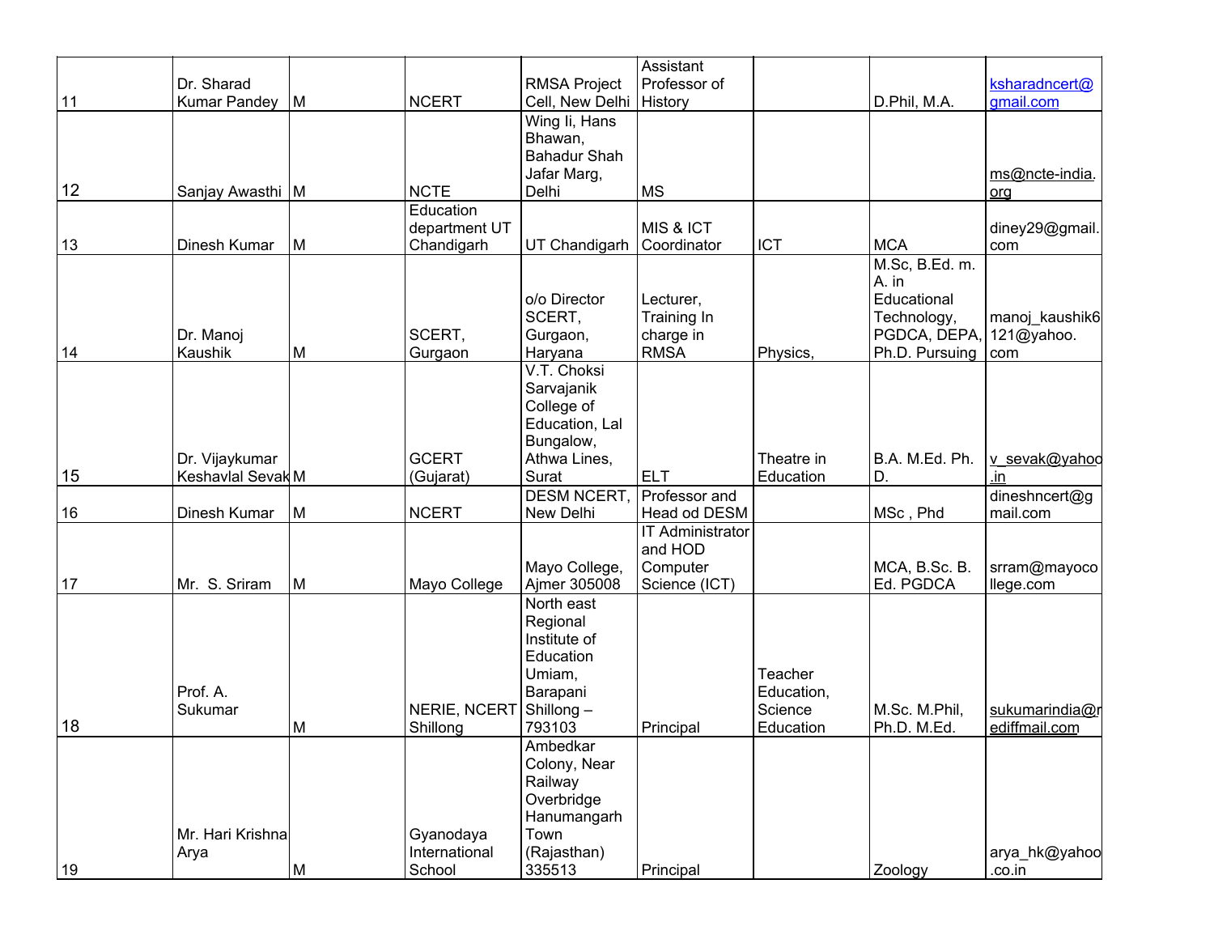| | | | | | | | | |
|---|---|---|---|---|---|---|---|---|
| 11 | Dr. Sharad Kumar Pandey | M | NCERT | RMSA Project Cell, New Delhi | Assistant Professor of History | | D.Phil, M.A. | ksharadncert@gmail.com |
| 12 | Sanjay Awasthi | M | NCTE | Wing Ii, Hans Bhawan, Bahadur Shah Jafar Marg, Delhi | MS | | | ms@ncte-india.org |
| 13 | Dinesh Kumar | M | Education department UT Chandigarh | UT Chandigarh | MIS & ICT Coordinator | ICT | MCA | diney29@gmail.com |
| 14 | Dr. Manoj Kaushik | M | SCERT, Gurgaon | o/o Director SCERT, Gurgaon, Haryana | Lecturer, Training In charge in RMSA | Physics, | M.Sc, B.Ed. m. A. in Educational Technology, PGDCA, DEPA, Ph.D. Pursuing | manoj_kaushik6121@yahoo.com |
| 15 | Dr. Vijaykumar Keshavlal Sevak | M | GCERT (Gujarat) | V.T. Choksi Sarvajanik College of Education, Lal Bungalow, Athwa Lines, Surat | ELT | Theatre in Education | B.A. M.Ed. Ph. D. | v_sevak@yahoo.in |
| 16 | Dinesh Kumar | M | NCERT | DESM NCERT, New Delhi | Professor and Head od DESM | | MSc , Phd | dineshncert@gmail.com |
| 17 | Mr. S. Sriram | M | Mayo College | Mayo College, Ajmer 305008 | IT Administrator and HOD Computer Science (ICT) | | MCA, B.Sc. B. Ed. PGDCA | srram@mayocollege.com |
| 18 | Prof. A. Sukumar | M | NERIE, NCERT Shillong | North east Regional Institute of Education Umiam, Barapani Shillong – 793103 | Principal | Teacher Education, Science Education | M.Sc. M.Phil, Ph.D. M.Ed. | sukumarindia@rediffmail.com |
| 19 | Mr. Hari Krishna Arya | M | Gyanodaya International School | Ambedkar Colony, Near Railway Overbridge Hanumangarh Town (Rajasthan) 335513 | Principal | | Zoology | arya_hk@yahoo.co.in |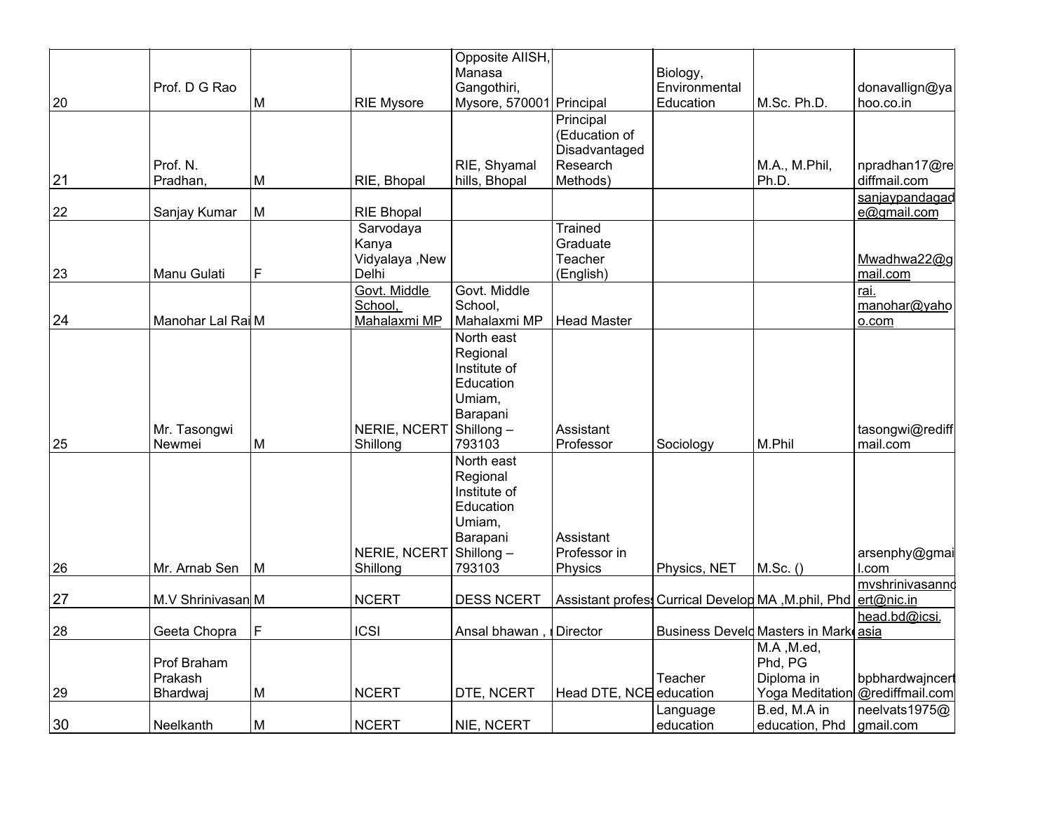| | | | | | | | | |
|---|---|---|---|---|---|---|---|---|
| 20 | Prof. D G Rao | M | RIE Mysore | Opposite AIISH, Manasa Gangothiri, Mysore, 570001 | Principal | Biology, Environmental Education | M.Sc. Ph.D. | donavallign@yahoo.co.in |
| 21 | Prof. N. Pradhan, | M | RIE, Bhopal | RIE, Shyamal hills, Bhopal | Principal (Education of Disadvantaged Research Methods) | | M.A., M.Phil, Ph.D. | npradhan17@rediffmail.com |
| 22 | Sanjay Kumar | M | RIE Bhopal | | | | | sanjaypandagade@gmail.com |
| 23 | Manu Gulati | F | Sarvodaya Kanya Vidyalaya ,New Delhi | | Trained Graduate Teacher (English) | | | Mwadhwa22@gmail.com |
| 24 | Manohar Lal Rai | M | Govt. Middle School, Mahalaxmi MP | Govt. Middle School, Mahalaxmi MP | Head Master | | | rai.manohar@yahoo.com |
| 25 | Mr. Tasongwi Newmei | M | NERIE, NCERT Shillong | North east Regional Institute of Education Umiam, Barapani Shillong – 793103 | Assistant Professor | Sociology | M.Phil | tasongwi@rediffmail.com |
| 26 | Mr. Arnab Sen | M | NERIE, NCERT Shillong | North east Regional Institute of Education Umiam, Barapani Shillong – 793103 | Assistant Professor in Physics | Physics, NET | M.Sc. () | arsenphy@gmail.com |
| 27 | M.V Shrinivasan | M | NCERT | DESS NCERT | Assistant profess | Currical Develop | MA ,M.phil, Phd | mvshrinivasanncert@nic.in |
| 28 | Geeta Chopra | F | ICSI | Ansal bhawan , | Director | Business Develo | Masters in Mark | head.bd@icsi.asia |
| 29 | Prof Braham Prakash Bhardwaj | M | NCERT | DTE, NCERT | Head DTE, NCE | Teacher education | M.A ,M.ed, Phd, PG Diploma in Yoga Meditation | bpbhardwajncert@rediffmail.com |
| 30 | Neelkanth | M | NCERT | NIE, NCERT | | Language education | B.ed, M.A in education, Phd | neelvats1975@gmail.com |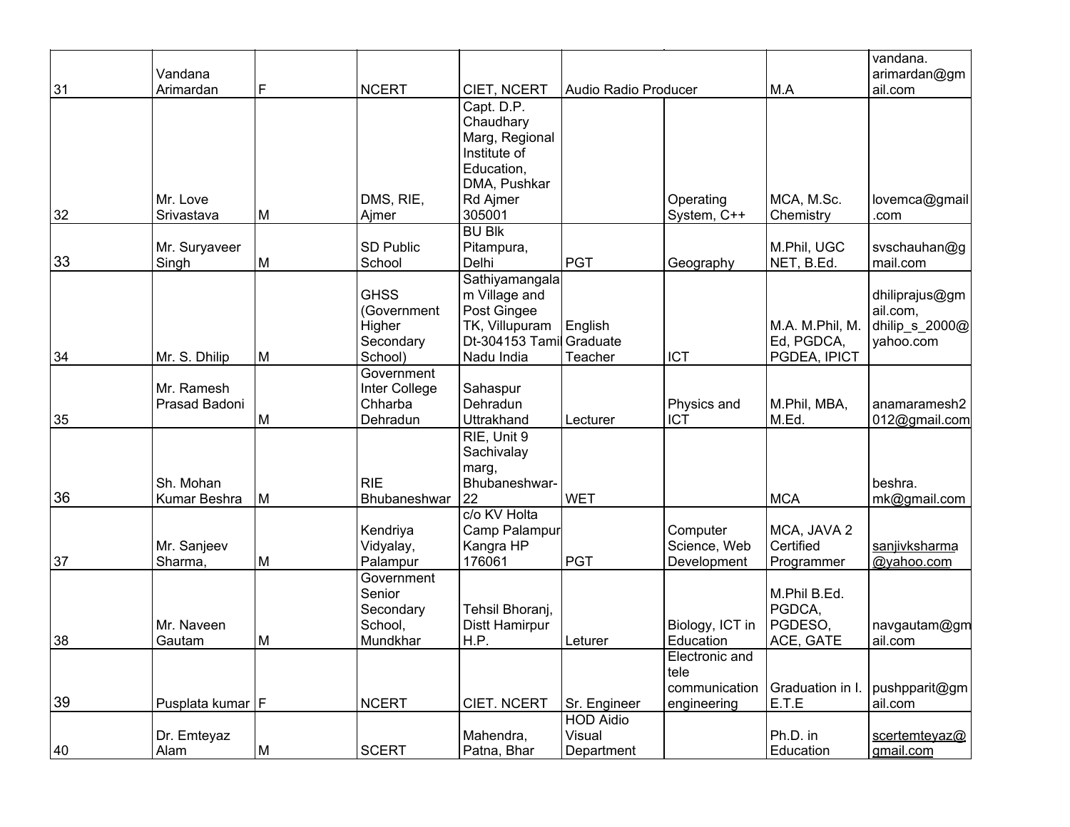| | | | | | | | | |
|---|---|---|---|---|---|---|---|---|
| 31 | Vandana Arimardan | F | NCERT | CIET, NCERT | Audio Radio Producer | | M.A | vandana.arimardan@gmail.com |
| 32 | Mr. Love Srivastava | M | DMS, RIE, Ajmer | Capt. D.P. Chaudhary Marg, Regional Institute of Education, DMA, Pushkar Rd Ajmer 305001 | | Operating System, C++ | MCA, M.Sc. Chemistry | lovemca@gmail.com |
| 33 | Mr. Suryaveer Singh | M | SD Public School | BU Blk Pitampura, Delhi | PGT | Geography | M.Phil, UGC NET, B.Ed. | svschauhan@gmail.com |
| 34 | Mr. S. Dhilip | M | GHSS (Government Higher Secondary School) | Sathiyamangalam Village and Post Gingee TK, Villupuram Dt-304153 Tamil Nadu India | English Graduate Teacher | ICT | M.A. M.Phil, M. Ed, PGDCA, PGDEA, IPICT | dhiliprajus@gmail.com, dhilip_s_2000@yahoo.com |
| 35 | Mr. Ramesh Prasad Badoni | M | Government Inter College Chharba Dehradun | Sahaspur Dehradun Uttrakhand | Lecturer | Physics and ICT | M.Phil, MBA, M.Ed. | anamaramesh2012@gmail.com |
| 36 | Sh. Mohan Kumar Beshra | M | RIE Bhubaneshwar | RIE, Unit 9 Sachivalay marg, Bhubaneshwar-22 | WET | | MCA | beshra.mk@gmail.com |
| 37 | Mr. Sanjeev Sharma, | M | Kendriya Vidyalay, Palampur | c/o KV Holta Camp Palampur Kangra HP 176061 | PGT | Computer Science, Web Development | MCA, JAVA 2 Certified Programmer | sanjivksharma@yahoo.com |
| 38 | Mr. Naveen Gautam | M | Government Senior Secondary School, Mundkhar | Tehsil Bhoranj, Distt Hamirpur H.P. | Leturer | Biology, ICT in Education | M.Phil B.Ed. PGDCA, PGDESO, ACE, GATE | navgautam@gmail.com |
| 39 | Pusplata kumar | F | NCERT | CIET. NCERT | Sr. Engineer | Electronic and tele communication engineering | Graduation in I. E.T.E | pushpparit@gmail.com |
| 40 | Dr. Emteyaz Alam | M | SCERT | Mahendra, Patna, Bhar | HOD Aidio Visual Department | | Ph.D. in Education | scertemteyaz@gmail.com |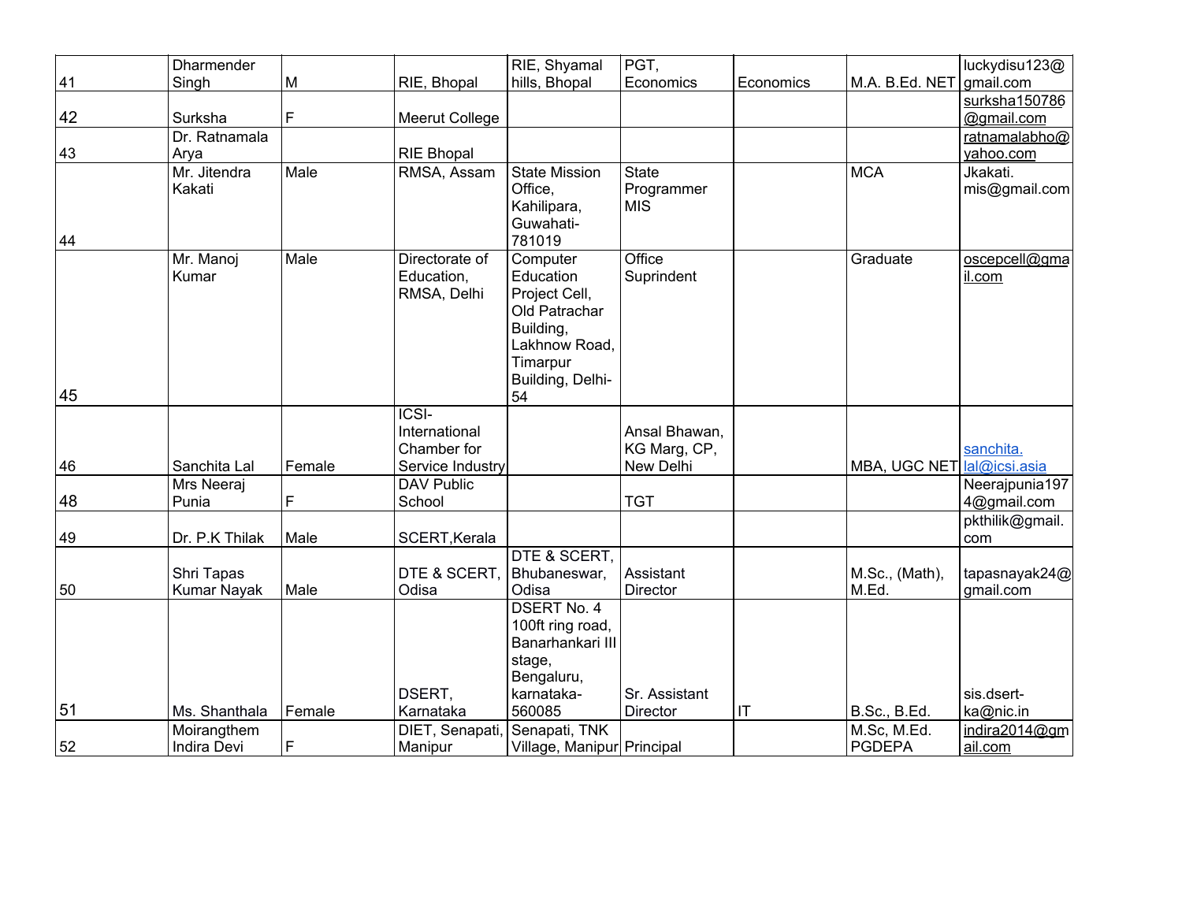| 41 | Dharmender Singh | M | RIE, Bhopal | RIE, Shyamal hills, Bhopal | PGT, Economics | Economics | M.A. B.Ed. NET | luckydisu123@gmail.com |
|---|---|---|---|---|---|---|---|---|
| 42 | Surksha | F | Meerut College | | | | | surksha150786@gmail.com |
| 43 | Dr. Ratnamala Arya | | RIE Bhopal | | | | | ratnamalabho@yahoo.com |
| 44 | Mr. Jitendra Kakati | Male | RMSA, Assam | State Mission Office, Kahilipara, Guwahati-781019 | State Programmer MIS | | MCA | Jkakati.mis@gmail.com |
| 45 | Mr. Manoj Kumar | Male | Directorate of Education, RMSA, Delhi | Computer Education Project Cell, Old Patrachar Building, Lakhnow Road, Timarpur Building, Delhi-54 | Office Suprindent | | Graduate | oscepcell@gmail.com |
| 46 | Sanchita Lal | Female | ICSI-International Chamber for Service Industry | | Ansal Bhawan, KG Marg, CP, New Delhi | | MBA, UGC NET | sanchita.lal@icsi.asia |
| 48 | Mrs Neeraj Punia | F | DAV Public School | | TGT | | | Neerajpunia1974@gmail.com |
| 49 | Dr. P.K Thilak | Male | SCERT,Kerala | | | | | pkthilik@gmail.com |
| 50 | Shri Tapas Kumar Nayak | Male | DTE & SCERT, Odisa | DTE & SCERT, Bhubaneswar, Odisa | Assistant Director | | M.Sc., (Math), M.Ed. | tapasnayak24@gmail.com |
| 51 | Ms. Shanthala | Female | DSERT, Karnataka | DSERT No. 4 100ft ring road, Banarhankari III stage, Bengaluru, karnataka-560085 | Sr. Assistant Director | IT | B.Sc., B.Ed. | sis.dsert-ka@nic.in |
| 52 | Moirangthem Indira Devi | F | DIET, Senapati, Manipur | Senapati, TNK Village, Manipur | Principal | | M.Sc, M.Ed. PGDEPA | indira2014@gmail.com |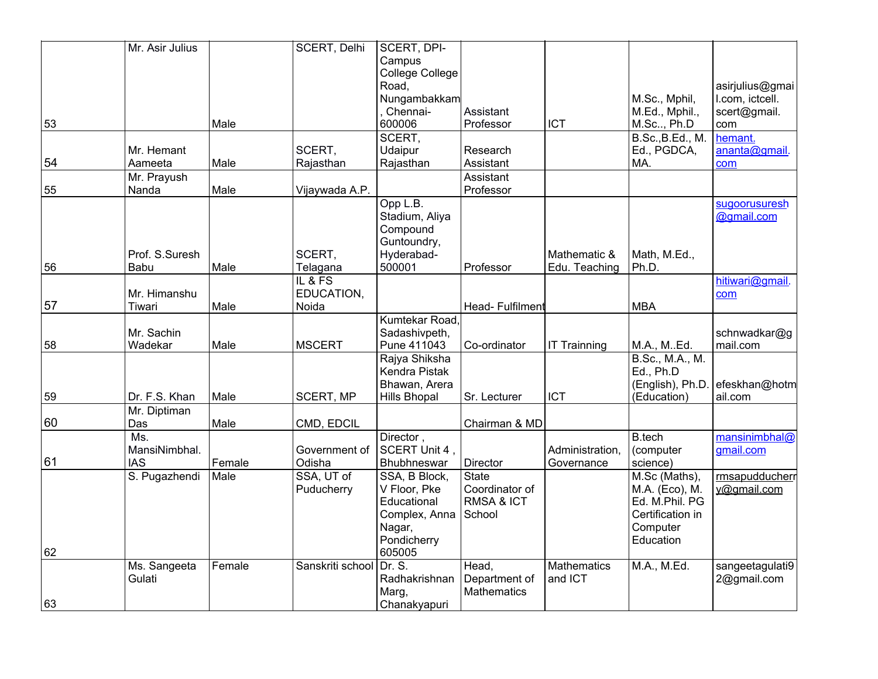| | | | | | | | | |
|---|---|---|---|---|---|---|---|---|
| 53 | Mr. Asir Julius | Male | SCERT, Delhi | SCERT, DPI-Campus College College Road, Nungambakkam, Chennai-600006 | Assistant Professor | ICT | M.Sc., Mphil, M.Ed., Mphil., M.Sc.., Ph.D | asirjulius@gmail.com, ictcell.scert@gmail.com |
| 54 | Mr. Hemant Aameeta | Male | SCERT, Rajasthan | SCERT, Udaipur Rajasthan | Research Assistant | | B.Sc.,B.Ed., M.Ed., PGDCA, MA. | hemant.ananta@gmail.com |
| 55 | Mr. Prayush Nanda | Male | Vijaywada A.P. | | Assistant Professor | | | |
| 56 | Prof. S.Suresh Babu | Male | SCERT, Telagana | Opp L.B. Stadium, Aliya Compound Guntoundry, Hyderabad-500001 | Professor | Mathematic & Edu. Teaching | Math, M.Ed., Ph.D. | sugoorusuresh@gmail.com |
| 57 | Mr. Himanshu Tiwari | Male | IL & FS EDUCATION, Noida | | Head- Fulfilment | | MBA | hitiwari@gmail.com |
| 58 | Mr. Sachin Wadekar | Male | MSCERT | Kumtekar Road, Sadashivpeth, Pune 411043 | Co-ordinator | IT Trainning | M.A., M..Ed. | schnwadkar@gmail.com |
| 59 | Dr. F.S. Khan | Male | SCERT, MP | Rajya Shiksha Kendra Pistak Bhawan, Arera Hills Bhopal | Sr. Lecturer | ICT | B.Sc., M.A., M.Ed., Ph.D (English), Ph.D. (Education) | efeskhan@hotmail.com |
| 60 | Mr. Diptiman Das | Male | CMD, EDCIL | | Chairman & MD | | | |
| 61 | Ms. MansiNimbhal. IAS | Female | Government of Odisha | Director , SCERT Unit 4 , Bhubhneswar | Director | Administration, Governance | B.tech (computer science) | mansinimbhal@gmail.com |
| 62 | S. Pugazhendi | Male | SSA, UT of Puducherry | SSA, B Block, V Floor, Pke Educational Complex, Anna Nagar, Pondicherry 605005 | State Coordinator of RMSA & ICT School | | M.Sc (Maths), M.A. (Eco), M.Ed. M.Phil. PG Certification in Computer Education | rmsapuducherry@gmail.com |
| 63 | Ms. Sangeeta Gulati | Female | Sanskriti school | Dr. S. Radhakrishnan Marg, Chanakyapuri | Head, Department of Mathematics | Mathematics and ICT | M.A., M.Ed. | sangeetagulati92@gmail.com |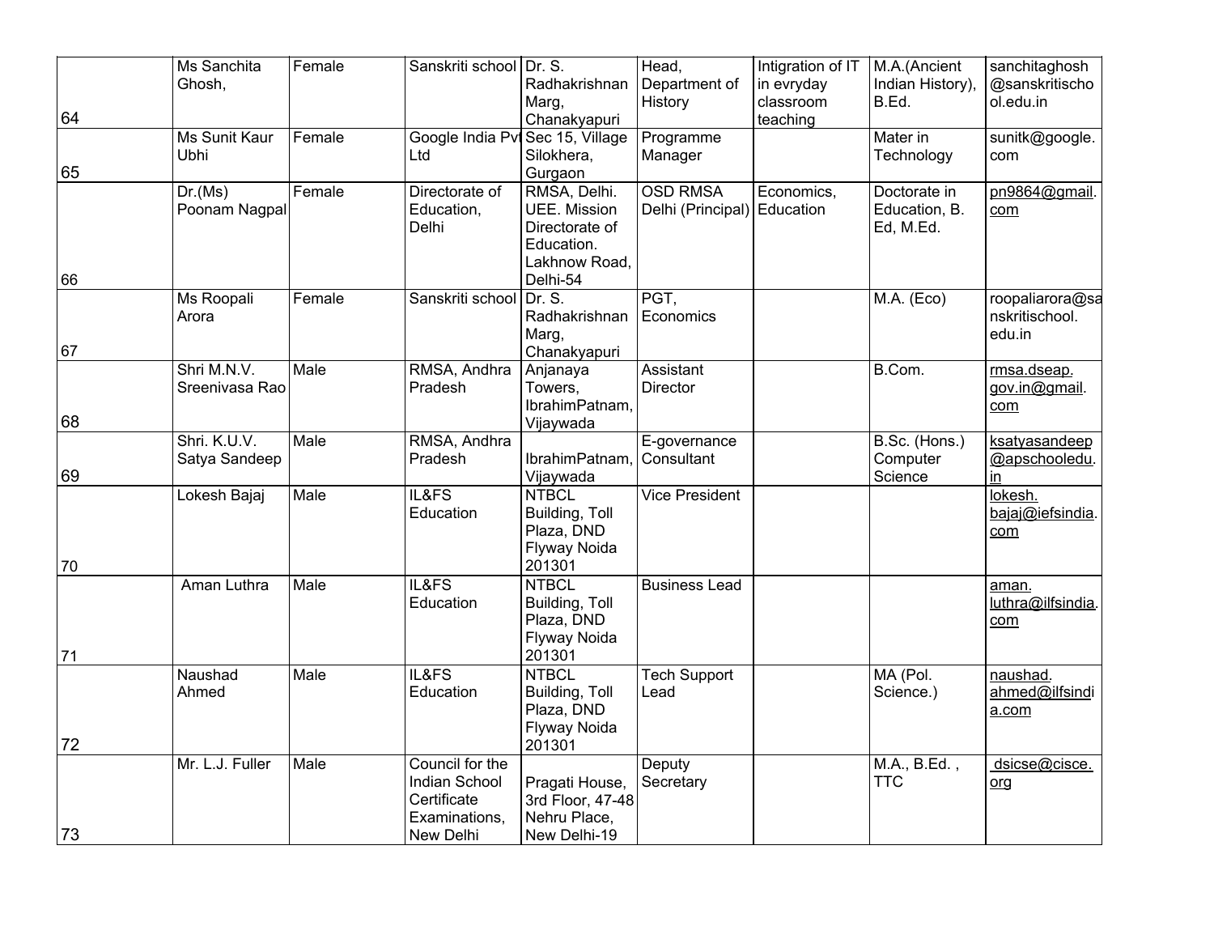| | | | | | | | | |
|---|---|---|---|---|---|---|---|---|
| 64 | Ms Sanchita Ghosh, | Female | Sanskriti school | Dr. S. Radhakrishnan Marg, Chanakyapuri | Head, Department of History | Intigration of IT in evryday classroom teaching | M.A.(Ancient Indian History), B.Ed. | sanchitaghosh@sanskritischool.edu.in |
| 65 | Ms Sunit Kaur Ubhi | Female | Google India Pvt Ltd | Sec 15, Village Silokhera, Gurgaon | Programme Manager | | Mater in Technology | sunitk@google.com |
| 66 | Dr.(Ms) Poonam Nagpal | Female | Directorate of Education, Delhi | RMSA, Delhi. UEE. Mission Directorate of Education. Lakhnow Road, Delhi-54 | OSD RMSA Delhi (Principal) | Economics, Education | Doctorate in Education, B. Ed, M.Ed. | pn9864@gmail.com |
| 67 | Ms Roopali Arora | Female | Sanskriti school | Dr. S. Radhakrishnan Marg, Chanakyapuri | PGT, Economics | | M.A. (Eco) | roopaliarora@sanskritischool.edu.in |
| 68 | Shri M.N.V. Sreenivasa Rao | Male | RMSA, Andhra Pradesh | Anjanaya Towers, IbrahimPatnam, Vijaywada | Assistant Director | | B.Com. | rmsa.dseap.gov.in@gmail.com |
| 69 | Shri. K.U.V. Satya Sandeep | Male | RMSA, Andhra Pradesh | IbrahimPatnam, Vijaywada | E-governance Consultant | | B.Sc. (Hons.) Computer Science | ksatyasandeep@apschooledu.in |
| 70 | Lokesh Bajaj | Male | IL&FS Education | NTBCL Building, Toll Plaza, DND Flyway Noida 201301 | Vice President | | | lokesh.bajaj@iefsindia.com |
| 71 | Aman Luthra | Male | IL&FS Education | NTBCL Building, Toll Plaza, DND Flyway Noida 201301 | Business Lead | | | aman.luthra@ilfsindia.com |
| 72 | Naushad Ahmed | Male | IL&FS Education | NTBCL Building, Toll Plaza, DND Flyway Noida 201301 | Tech Support Lead | | MA (Pol. Science.) | naushad.ahmed@ilfsindia.com |
| 73 | Mr. L.J. Fuller | Male | Council for the Indian School Certificate Examinations, New Delhi | Pragati House, 3rd Floor, 47-48 Nehru Place, New Delhi-19 | Deputy Secretary | | M.A., B.Ed. , TTC | dsicse@cisce.org |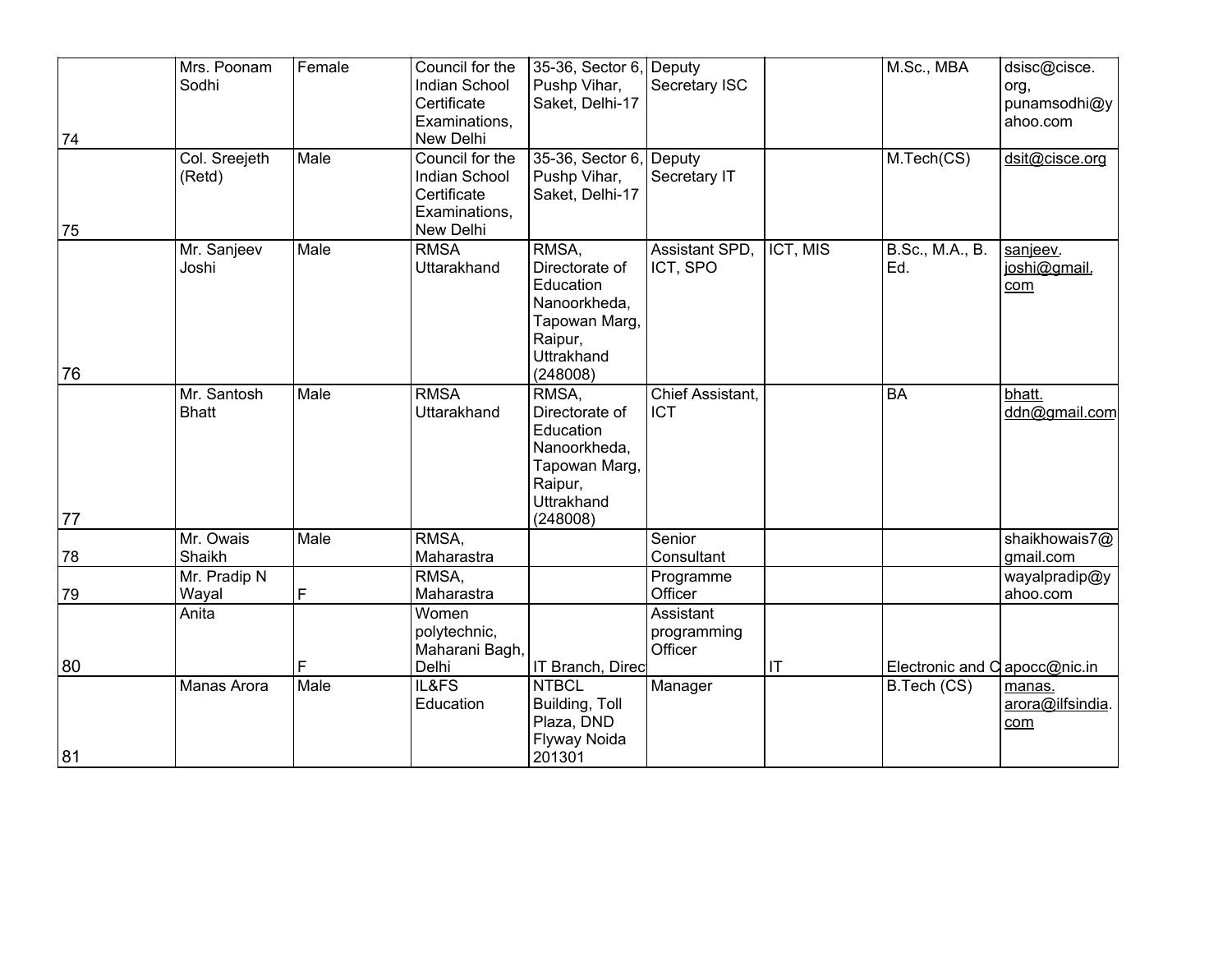| 74 | Mrs. Poonam Sodhi | Female | Council for the Indian School Certificate Examinations, New Delhi | 35-36, Sector 6, Pushp Vihar, Saket, Delhi-17 | Deputy Secretary ISC | | M.Sc., MBA | dsisc@cisce.org, punamsodhi@yahoo.com |
|---|---|---|---|---|---|---|---|---|
| 75 | Col. Sreejeth (Retd) | Male | Council for the Indian School Certificate Examinations, New Delhi | 35-36, Sector 6, Pushp Vihar, Saket, Delhi-17 | Deputy Secretary IT | | M.Tech(CS) | dsit@cisce.org |
| 76 | Mr. Sanjeev Joshi | Male | RMSA Uttarakhand | RMSA, Directorate of Education Nanoorkheda, Tapowan Marg, Raipur, Uttrakhand (248008) | Assistant SPD, ICT, SPO | ICT, MIS | B.Sc., M.A., B. Ed. | sanjeev.joshi@gmail.com |
| 77 | Mr. Santosh Bhatt | Male | RMSA Uttarakhand | RMSA, Directorate of Education Nanoorkheda, Tapowan Marg, Raipur, Uttrakhand (248008) | Chief Assistant, ICT | | BA | bhatt.ddn@gmail.com |
| 78 | Mr. Owais Shaikh | Male | RMSA, Maharastra | | Senior Consultant | | | shaikhowais7@gmail.com |
| 79 | Mr. Pradip N Wayal | F | RMSA, Maharastra | | Programme Officer | | | wayalpradip@yahoo.com |
| 80 | Anita | F | Women polytechnic, Maharani Bagh, Delhi | IT Branch, Direc | Assistant programming Officer | IT | Electronic and C | apocc@nic.in |
| 81 | Manas Arora | Male | IL&FS Education | NTBCL Building, Toll Plaza, DND Flyway Noida 201301 | Manager | | B.Tech (CS) | manas.arora@ilfsindia.com |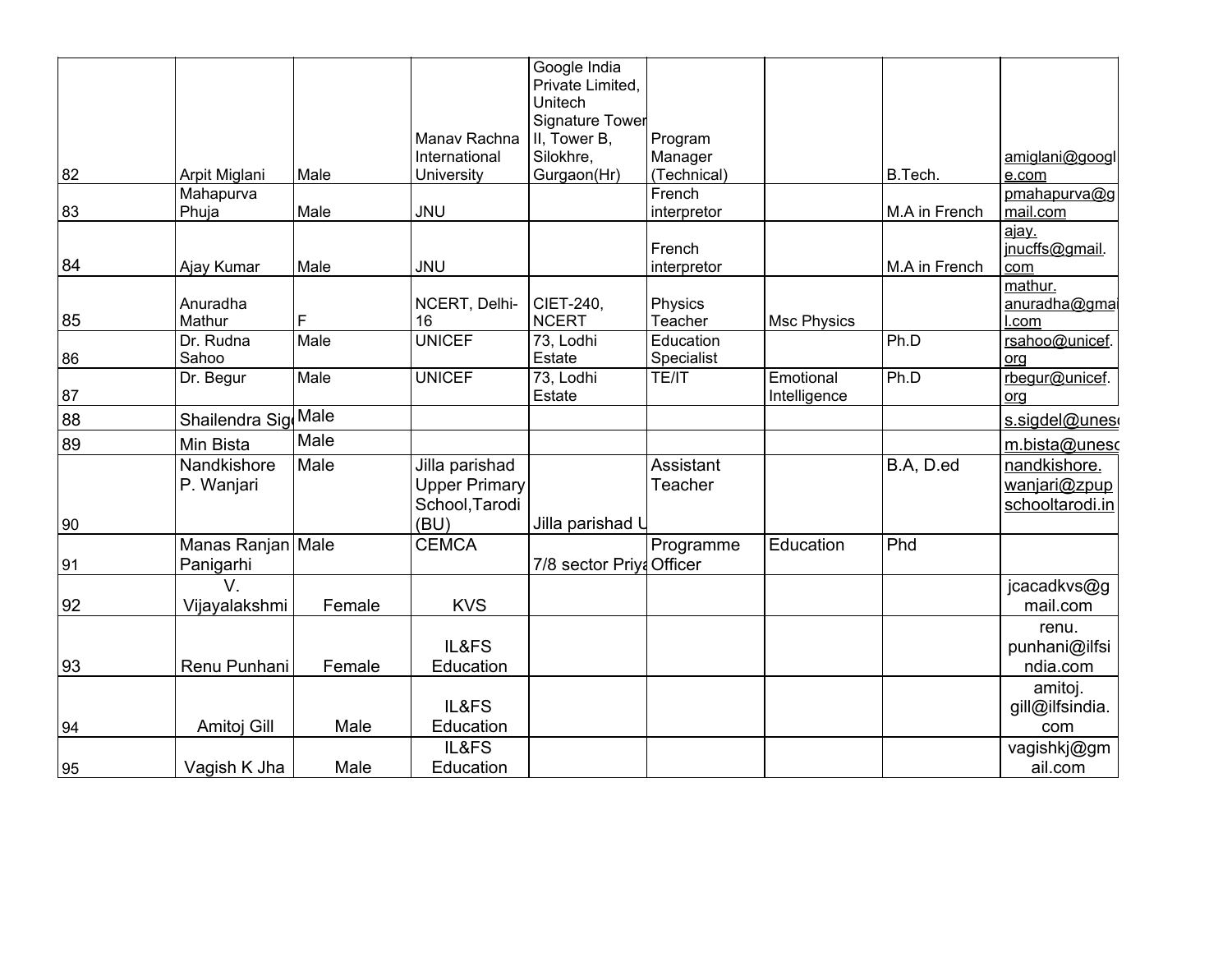| | | | | | | | | |
|---|---|---|---|---|---|---|---|---|
| 82 | Arpit Miglani | Male | Manav Rachna International University | Google India Private Limited, Unitech Signature Tower II, Tower B, Silokhre, Gurgaon(Hr) | Program Manager (Technical) | | B.Tech. | amiglani@google.com |
| 83 | Mahapurva Phuja | Male | JNU | | French interpretor | | M.A in French | pmahapurva@gmail.com |
| 84 | Ajay Kumar | Male | JNU | | French interpretor | | M.A in French | ajay.jnucffs@gmail.com |
| 85 | Anuradha Mathur | F | NCERT, Delhi-16 | CIET-240, NCERT | Physics Teacher | Msc Physics | | mathur.anuradha@gmail.com |
| 86 | Dr. Rudna Sahoo | Male | UNICEF | 73, Lodhi Estate | Education Specialist | | Ph.D | rsahoo@unicef.org |
| 87 | Dr. Begur | Male | UNICEF | 73, Lodhi Estate | TE/IT | Emotional Intelligence | Ph.D | rbegur@unicef.org |
| 88 | Shailendra Sigdel | Male | | | | | | s.sigdel@unesc |
| 89 | Min Bista | Male | | | | | | m.bista@unesc |
| 90 | Nandkishore P. Wanjari | Male | Jilla parishad Upper Primary School,Tarodi (BU) | Jilla parishad U | Assistant Teacher | | B.A, D.ed | nandkishore.wanjari@zpupschooltarodi.in |
| 91 | Manas Ranjan Panigarhi | Male | CEMCA | 7/8 sector Priya | Programme Officer | Education | Phd | |
| 92 | V. Vijayalakshmi | Female | KVS | | | | | jcacadkvs@gmail.com |
| 93 | Renu Punhani | Female | IL&FS Education | | | | | renu.punhani@ilfsindia.com |
| 94 | Amitoj Gill | Male | IL&FS Education | | | | | amitoj.gill@ilfsindia.com |
| 95 | Vagish K Jha | Male | IL&FS Education | | | | | vagishkj@gmail.com |